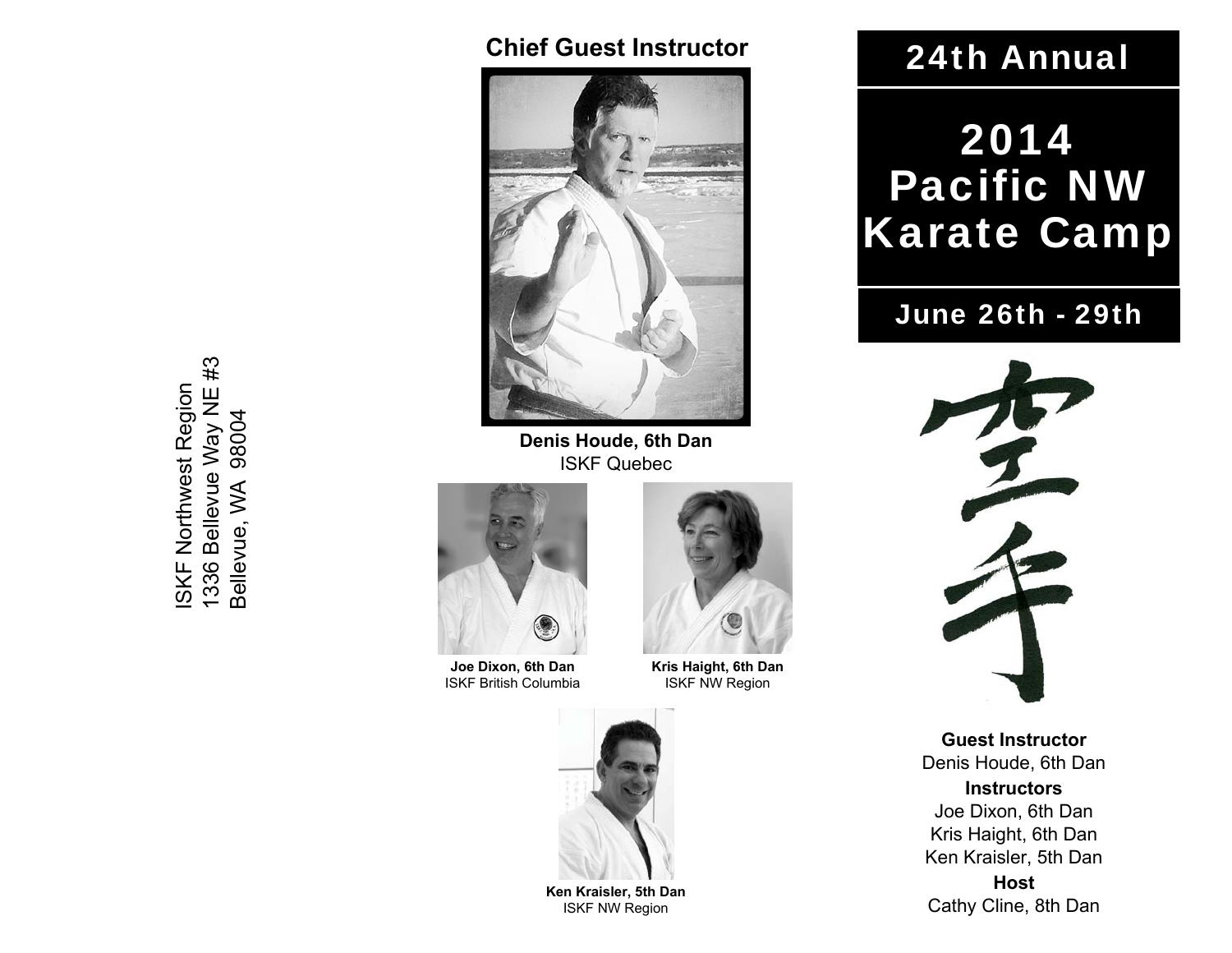ISKF Northwest Region
1336 Bellevue Way NE #3
Bellevue, WA 98004

## Chief Guest Instructor

**Denis Houde, 6th Dan**
ISKF Quebec

**Joe Dixon, 6th Dan**
ISKF British Columbia

**Kris Haight, 6th Dan**
ISKF NW Region

**Ken Kraisler, 5th Dan**
ISKF NW Region

# 24th Annual

# 2014 Pacific NW Karate Camp

## June 26th - 29th

空手

**Guest Instructor**
Denis Houde, 6th Dan

**Instructors**
Joe Dixon, 6th Dan
Kris Haight, 6th Dan
Ken Kraisler, 5th Dan

**Host**
Cathy Cline, 8th Dan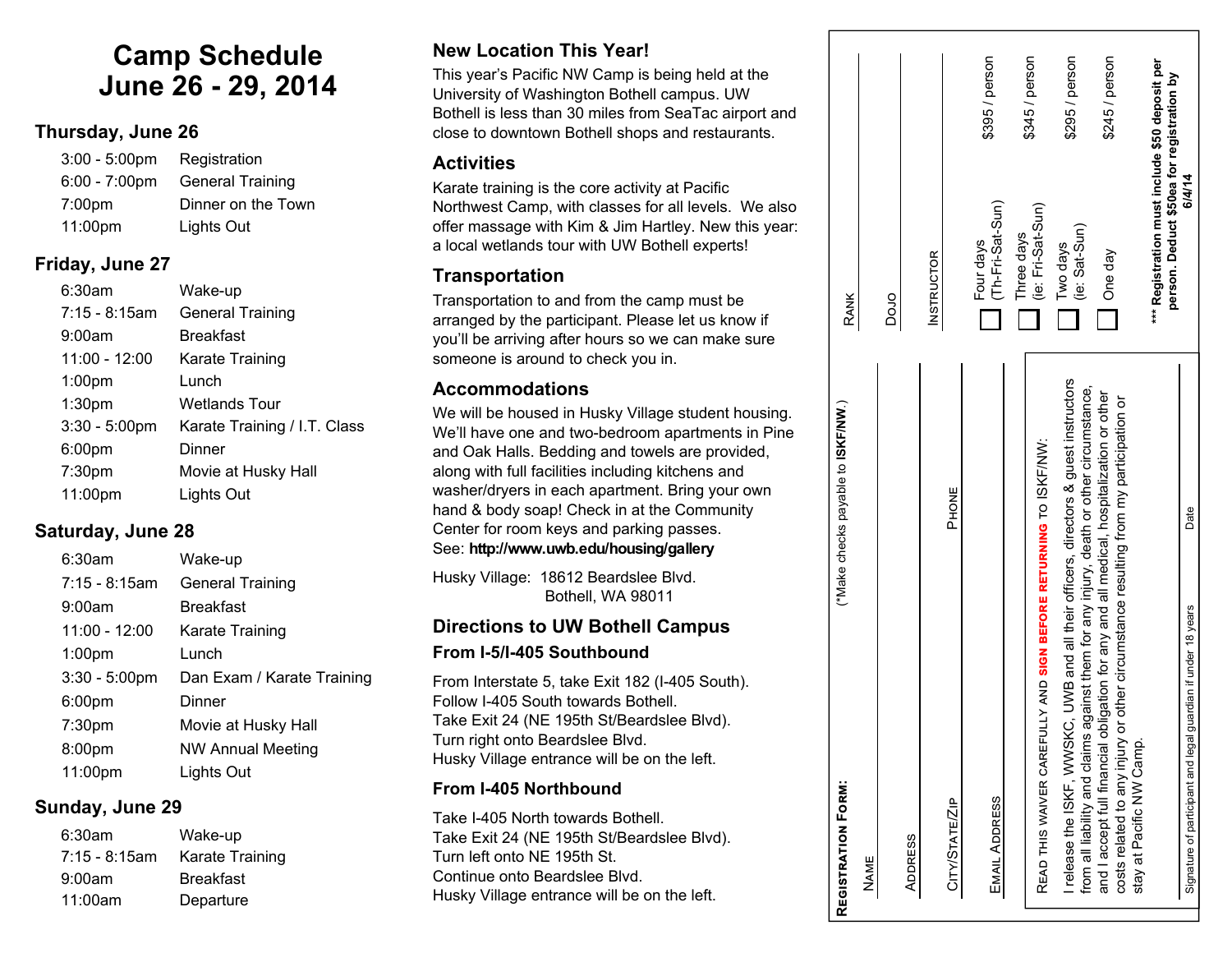# Camp Schedule
# June 26 - 29, 2014

### Thursday, June 26

| | |
|---|---|
| 3:00 - 5:00pm | Registration |
| 6:00 - 7:00pm | General Training |
| 7:00pm | Dinner on the Town |
| 11:00pm | Lights Out |

### Friday, June 27

| | |
|---|---|
| 6:30am | Wake-up |
| 7:15 - 8:15am | General Training |
| 9:00am | Breakfast |
| 11:00 - 12:00 | Karate Training |
| 1:00pm | Lunch |
| 1:30pm | Wetlands Tour |
| 3:30 - 5:00pm | Karate Training / I.T. Class |
| 6:00pm | Dinner |
| 7:30pm | Movie at Husky Hall |
| 11:00pm | Lights Out |

### Saturday, June 28

| | |
|---|---|
| 6:30am | Wake-up |
| 7:15 - 8:15am | General Training |
| 9:00am | Breakfast |
| 11:00 - 12:00 | Karate Training |
| 1:00pm | Lunch |
| 3:30 - 5:00pm | Dan Exam / Karate Training |
| 6:00pm | Dinner |
| 7:30pm | Movie at Husky Hall |
| 8:00pm | NW Annual Meeting |
| 11:00pm | Lights Out |

### Sunday, June 29

| | |
|---|---|
| 6:30am | Wake-up |
| 7:15 - 8:15am | Karate Training |
| 9:00am | Breakfast |
| 11:00am | Departure |

## New Location This Year!

This year's Pacific NW Camp is being held at the University of Washington Bothell campus. UW Bothell is less than 30 miles from SeaTac airport and close to downtown Bothell shops and restaurants.

## Activities

Karate training is the core activity at Pacific Northwest Camp, with classes for all levels. We also offer massage with Kim & Jim Hartley. New this year: a local wetlands tour with UW Bothell experts!

## Transportation

Transportation to and from the camp must be arranged by the participant. Please let us know if you'll be arriving after hours so we can make sure someone is around to check you in.

## Accommodations

We will be housed in Husky Village student housing. We'll have one and two-bedroom apartments in Pine and Oak Halls. Bedding and towels are provided, along with full facilities including kitchens and washer/dryers in each apartment. Bring your own hand & body soap! Check in at the Community Center for room keys and parking passes.
See: **http://www.uwb.edu/housing/gallery**

Husky Village: 18612 Beardslee Blvd.
Bothell, WA 98011

## Directions to UW Bothell Campus

### From I-5/I-405 Southbound

From Interstate 5, take Exit 182 (I-405 South).
Follow I-405 South towards Bothell.
Take Exit 24 (NE 195th St/Beardslee Blvd).
Turn right onto Beardslee Blvd.
Husky Village entrance will be on the left.

### From I-405 Northbound

Take I-405 North towards Bothell.
Take Exit 24 (NE 195th St/Beardslee Blvd).
Turn left onto NE 195th St.
Continue onto Beardslee Blvd.
Husky Village entrance will be on the left.

**REGISTRATION FORM:** (*Make checks payable to **ISKF/NW**.)

NAME ______________________ RANK ______________________

ADDRESS ______________________ DOJO ______________________

CITY/STATE/ZIP ______________________ PHONE ______________________ INSTRUCTOR ______________________

EMAIL ADDRESS ______________________

- ☐ Four days (Th-Fri-Sat-Sun) $395 / person
- ☐ Three days (ie: Fri-Sat-Sun) $345 / person
- ☐ Two days (ie: Sat-Sun) $295 / person
- ☐ One day $245 / person

***** Registration must include $50 deposit per person. Deduct $50ea for registration by 6/4/14**

READ THIS WAIVER CAREFULLY AND **SIGN BEFORE RETURNING** TO ISKF/NW:

I release the ISKF, WWSKC, UWB and all their officers, directors & guest instructors from all liability and claims against them for any injury, death or other circumstance, and I accept full financial obligation for any and all medical, hospitalization or other costs related to any injury or other circumstance resulting from my participation or stay at Pacific NW Camp.

______________________ ______________________
Signature of participant and legal guardian if under 18 years Date